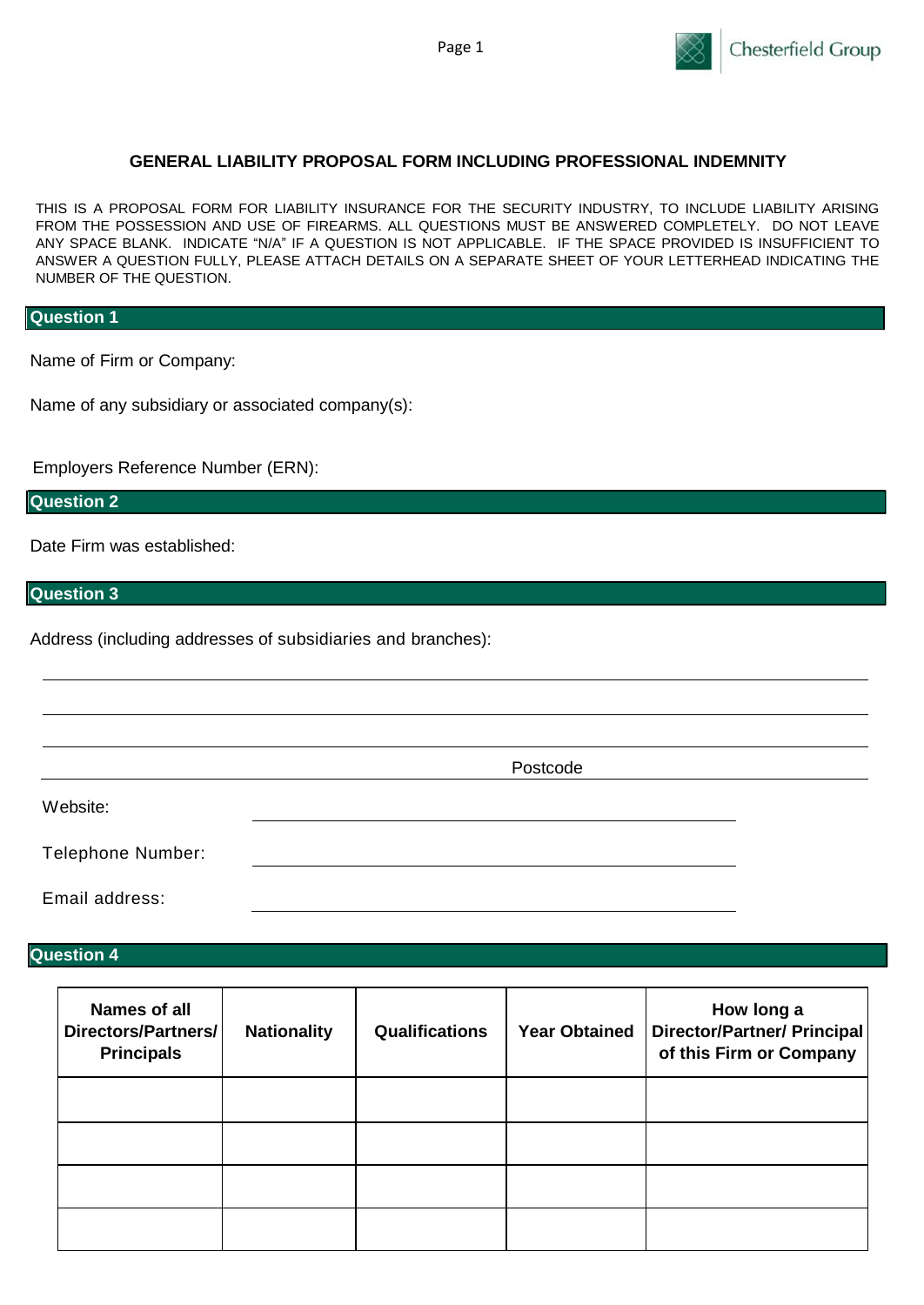## GENERAL LIABILITY PROPOSAL FORM INCLUDING PROFESSIONAL INDEMNITY

THIS IS A PROPOSAL FORM FOR LIABILITY INSURANCE FOR THE SECURITY INDUSTRY, TO INCLUDE LIABILITY ARISING FROM THE POSSESSION AND USE OF FIREARMS. ALL QUESTIONS MUST BE ANSWERED COMPLETELY. DO NOT LEAVE ANY SPACE BLANK. INDICATE "N/A" IF A QUESTION IS NOT APPLICABLE. IF THE SPACE PROVIDED IS INSUFFICIENT TO ANSWER A QUESTION FULLY, PLEASE ATTACH DETAILS ON A SEPARATE SHEET OF YOUR LETTERHEAD INDICATING THE NUMBER OF THE QUESTION.

### Question 1

Name of Firm or Company:

Name of any subsidiary or associated company(s):

Employers Reference Number (ERN):

### Question 2

Date Firm was established:

### Question 3

Address (including addresses of subsidiaries and branches):

Postcode

Website:

Telephone Number:

Email address:

### Question 4

| Names of all Directors/Partners/ Principals | Nationality | Qualifications | Year Obtained | How long a Director/Partner/ Principal of this Firm or Company |
|---|---|---|---|---|
| | | | | |
| | | | | |
| | | | | |
| | | | | |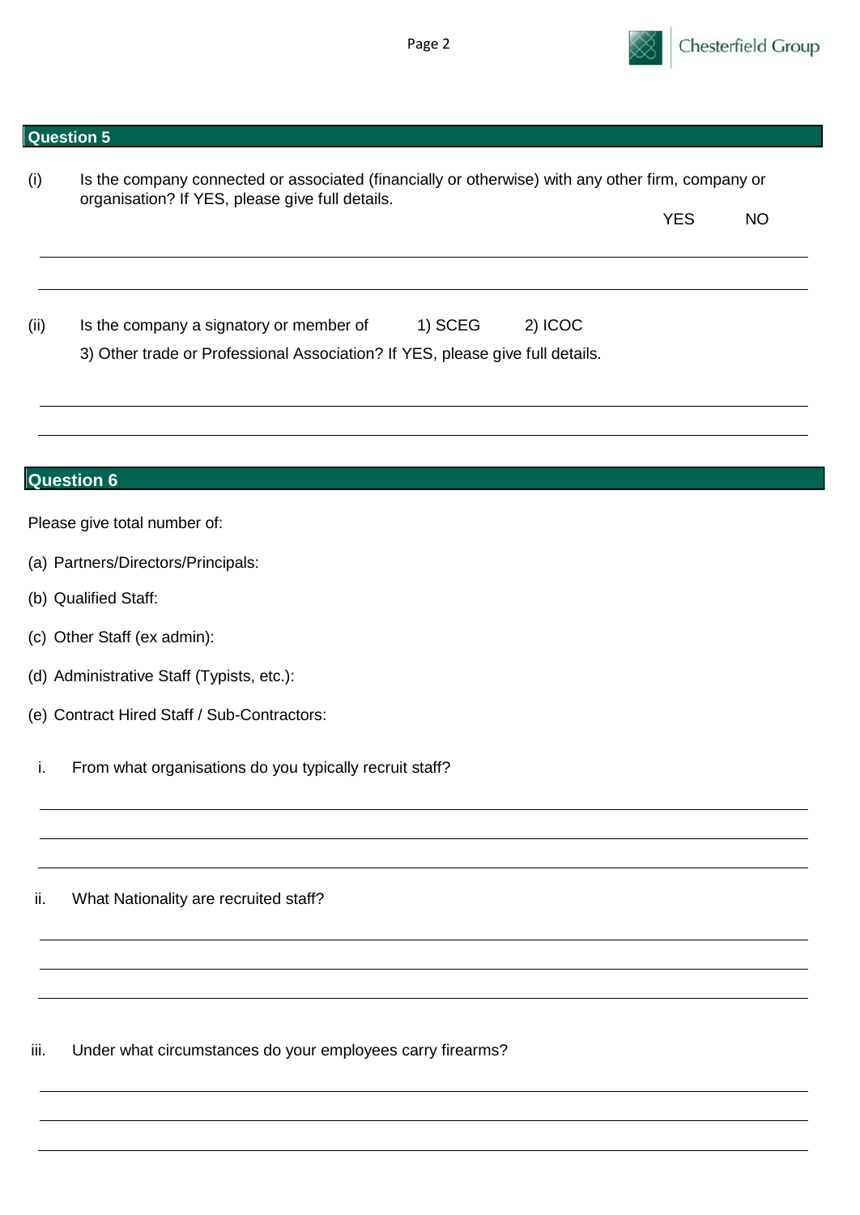## Question 5

(i) Is the company connected or associated (financially or otherwise) with any other firm, company or organisation? If YES, please give full details.

YES NO

(ii) Is the company a signatory or member of 1) SCEG 2) ICOC

3) Other trade or Professional Association? If YES, please give full details.

## Question 6

Please give total number of:

(a) Partners/Directors/Principals:

(b) Qualified Staff:

(c) Other Staff (ex admin):

(d) Administrative Staff (Typists, etc.):

(e) Contract Hired Staff / Sub-Contractors:

i. From what organisations do you typically recruit staff?

ii. What Nationality are recruited staff?

iii. Under what circumstances do your employees carry firearms?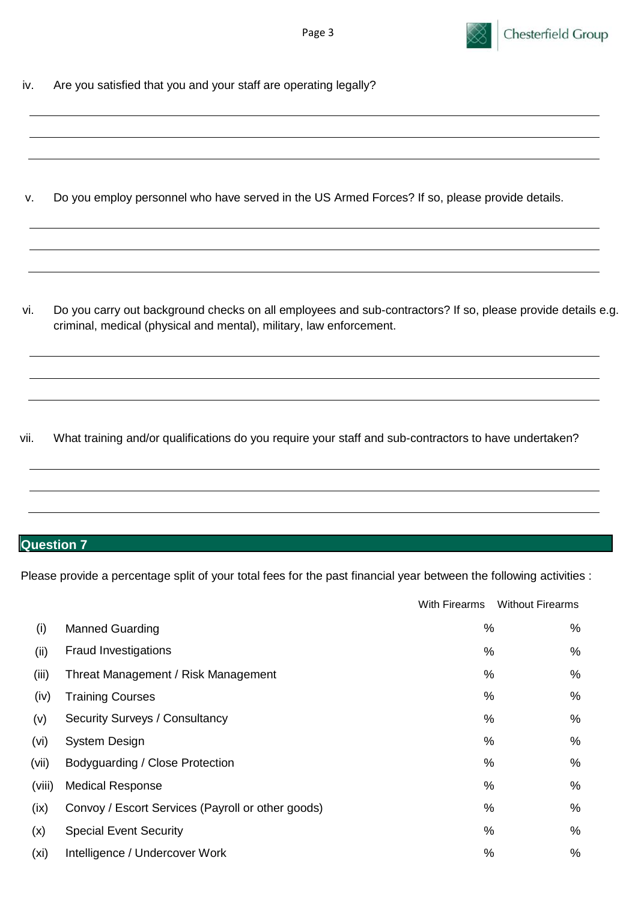iv. Are you satisfied that you and your staff are operating legally?

_______________________________________________

_______________________________________________

_______________________________________________

v. Do you employ personnel who have served in the US Armed Forces? If so, please provide details.

_______________________________________________

_______________________________________________

_______________________________________________

vi. Do you carry out background checks on all employees and sub-contractors? If so, please provide details e.g. criminal, medical (physical and mental), military, law enforcement.

_______________________________________________

_______________________________________________

_______________________________________________

vii. What training and/or qualifications do you require your staff and sub-contractors to have undertaken?

_______________________________________________

_______________________________________________

_______________________________________________

## Question 7

Please provide a percentage split of your total fees for the past financial year between the following activities :

| | | With Firearms | Without Firearms |
|---|---|---|---|
| (i) | Manned Guarding | % | % |
| (ii) | Fraud Investigations | % | % |
| (iii) | Threat Management / Risk Management | % | % |
| (iv) | Training Courses | % | % |
| (v) | Security Surveys / Consultancy | % | % |
| (vi) | System Design | % | % |
| (vii) | Bodyguarding / Close Protection | % | % |
| (viii) | Medical Response | % | % |
| (ix) | Convoy / Escort Services (Payroll or other goods) | % | % |
| (x) | Special Event Security | % | % |
| (xi) | Intelligence / Undercover Work | % | % |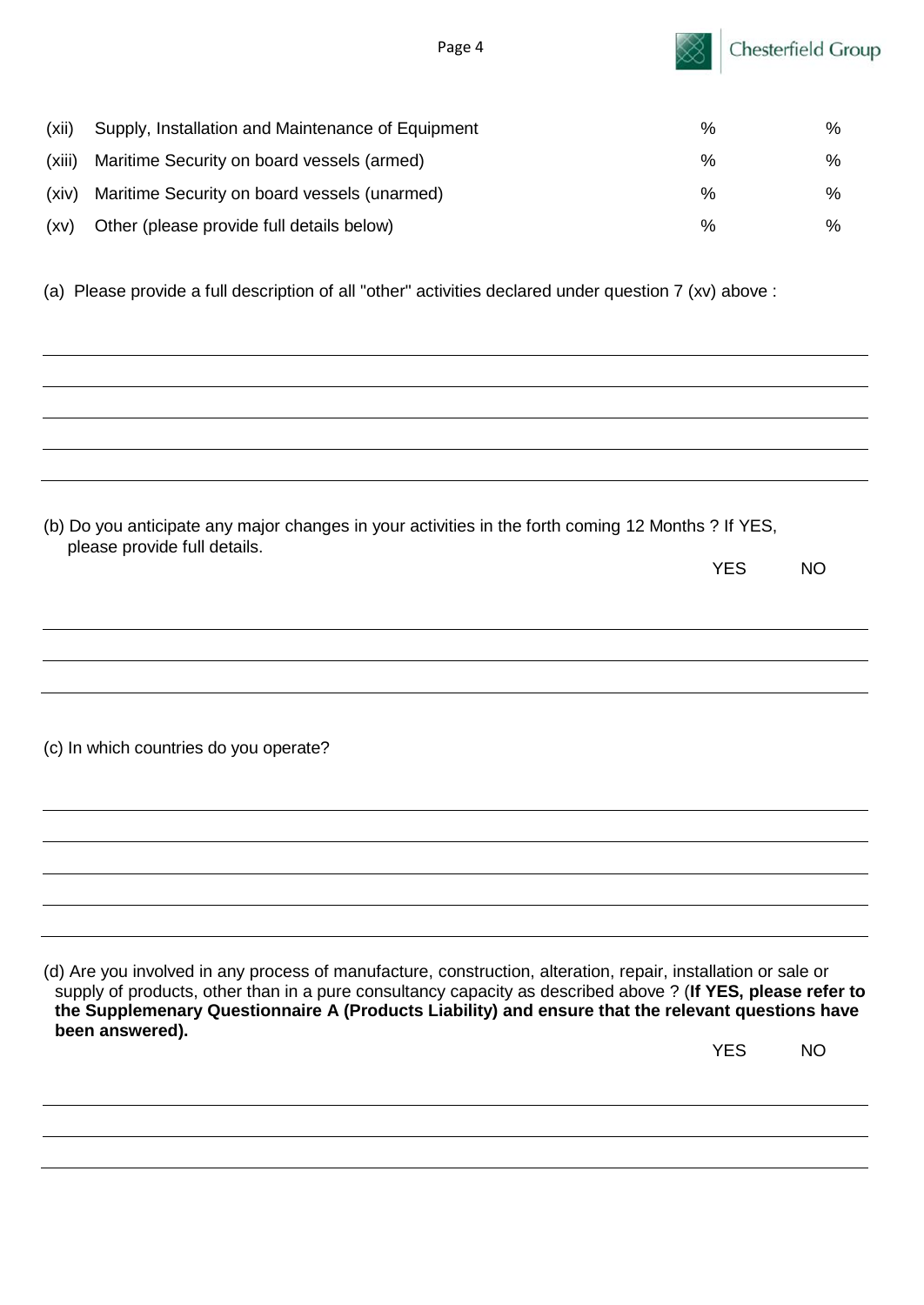| | | | |
|---|---|---|---|
| (xii) | Supply, Installation and Maintenance of Equipment | % | % |
| (xiii) | Maritime Security on board vessels (armed) | % | % |
| (xiv) | Maritime Security on board vessels (unarmed) | % | % |
| (xv) | Other (please provide full details below) | % | % |

(a) Please provide a full description of all "other" activities declared under question 7 (xv) above :

(b) Do you anticipate any major changes in your activities in the forth coming 12 Months ? If YES, please provide full details.

YES NO

(c) In which countries do you operate?

(d) Are you involved in any process of manufacture, construction, alteration, repair, installation or sale or supply of products, other than in a pure consultancy capacity as described above ? (**If YES, please refer to the Supplemenary Questionnaire A (Products Liability) and ensure that the relevant questions have been answered).**

YES NO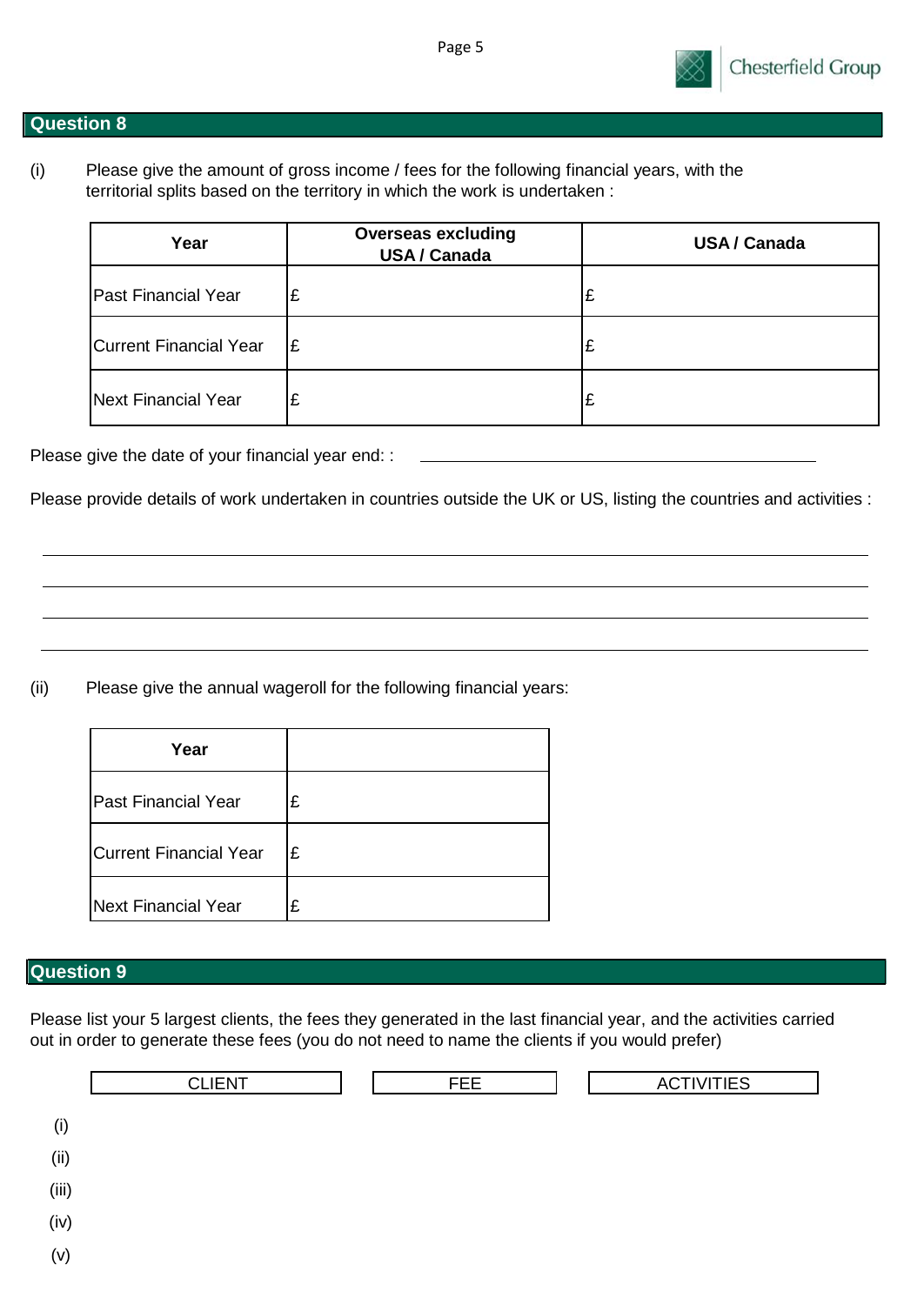## Question 8

(i) Please give the amount of gross income / fees for the following financial years, with the territorial splits based on the territory in which the work is undertaken :

| Year | Overseas excluding USA / Canada | USA / Canada |
|---|---|---|
| Past Financial Year | £ | £ |
| Current Financial Year | £ | £ |
| Next Financial Year | £ | £ |

Please give the date of your financial year end: : \_\_\_\_\_\_\_\_\_\_\_\_\_\_\_\_\_\_\_\_\_\_\_\_\_\_\_\_\_\_

Please provide details of work undertaken in countries outside the UK or US, listing the countries and activities :

\_\_\_\_\_\_\_\_\_\_\_\_\_\_\_\_\_\_\_\_\_\_\_\_\_\_\_\_\_\_\_\_\_\_\_\_\_\_\_\_\_\_\_\_\_\_\_\_\_\_\_\_\_\_\_\_\_\_\_\_

\_\_\_\_\_\_\_\_\_\_\_\_\_\_\_\_\_\_\_\_\_\_\_\_\_\_\_\_\_\_\_\_\_\_\_\_\_\_\_\_\_\_\_\_\_\_\_\_\_\_\_\_\_\_\_\_\_\_\_\_

\_\_\_\_\_\_\_\_\_\_\_\_\_\_\_\_\_\_\_\_\_\_\_\_\_\_\_\_\_\_\_\_\_\_\_\_\_\_\_\_\_\_\_\_\_\_\_\_\_\_\_\_\_\_\_\_\_\_\_\_

\_\_\_\_\_\_\_\_\_\_\_\_\_\_\_\_\_\_\_\_\_\_\_\_\_\_\_\_\_\_\_\_\_\_\_\_\_\_\_\_\_\_\_\_\_\_\_\_\_\_\_\_\_\_\_\_\_\_\_\_

(ii) Please give the annual wageroll for the following financial years:

| Year | |
|---|---|
| Past Financial Year | £ |
| Current Financial Year | £ |
| Next Financial Year | £ |

## Question 9

Please list your 5 largest clients, the fees they generated in the last financial year, and the activities carried out in order to generate these fees (you do not need to name the clients if you would prefer)

| | CLIENT | FEE | ACTIVITIES |
|---|---|---|---|
| (i) | | | |
| (ii) | | | |
| (iii) | | | |
| (iv) | | | |
| (v) | | | |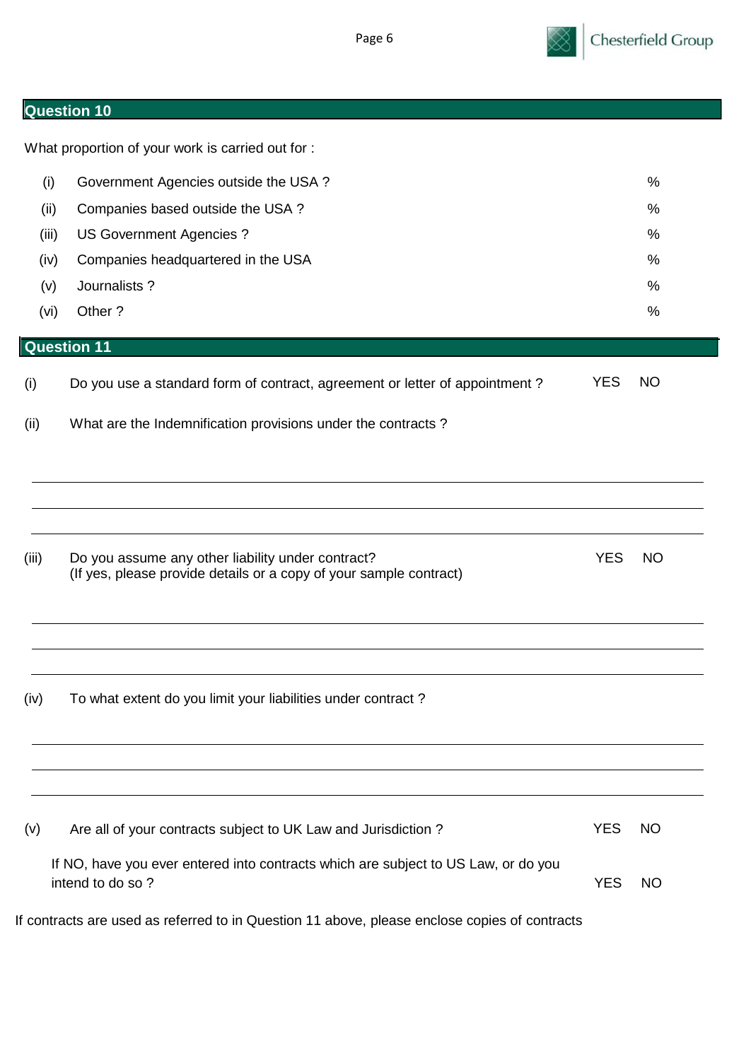## Question 10

What proportion of your work is carried out for :

| | | |
|---|---|---|
| (i) | Government Agencies outside the USA ? | % |
| (ii) | Companies based outside the USA ? | % |
| (iii) | US Government Agencies ? | % |
| (iv) | Companies headquartered in the USA | % |
| (v) | Journalists ? | % |
| (vi) | Other ? | % |

## Question 11

(i) Do you use a standard form of contract, agreement or letter of appointment ? YES NO

(ii) What are the Indemnification provisions under the contracts ?

(iii) Do you assume any other liability under contract? YES NO
(If yes, please provide details or a copy of your sample contract)

(iv) To what extent do you limit your liabilities under contract ?

(v) Are all of your contracts subject to UK Law and Jurisdiction ? YES NO

If NO, have you ever entered into contracts which are subject to US Law, or do you intend to do so ? YES NO

If contracts are used as referred to in Question 11 above, please enclose copies of contracts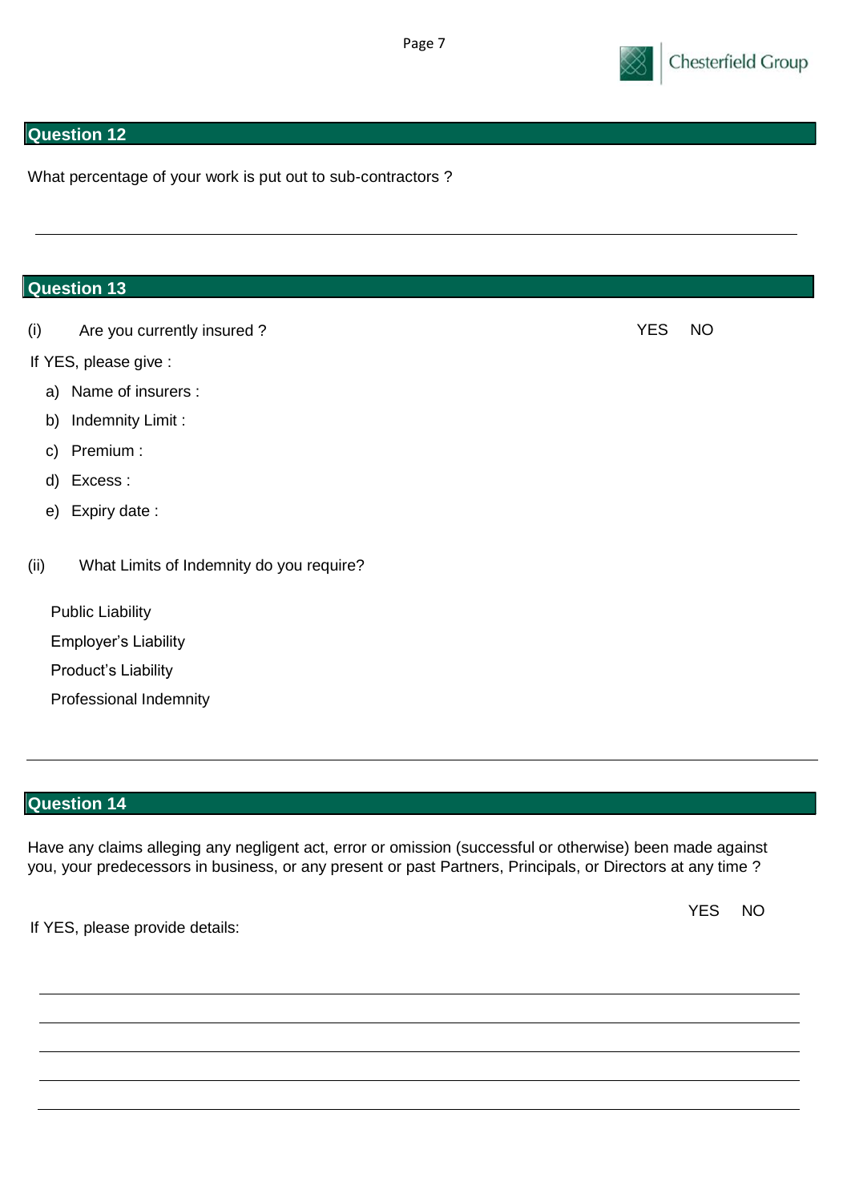## Question 12

What percentage of your work is put out to sub-contractors ?

---

## Question 13

(i) Are you currently insured ? YES NO

If YES, please give :

a) Name of insurers :
b) Indemnity Limit :
c) Premium :
d) Excess :
e) Expiry date :

(ii) What Limits of Indemnity do you require?

Public Liability

Employer's Liability

Product's Liability

Professional Indemnity

---

## Question 14

Have any claims alleging any negligent act, error or omission (successful or otherwise) been made against you, your predecessors in business, or any present or past Partners, Principals, or Directors at any time ?

YES NO

If YES, please provide details:

---

---

---

---

---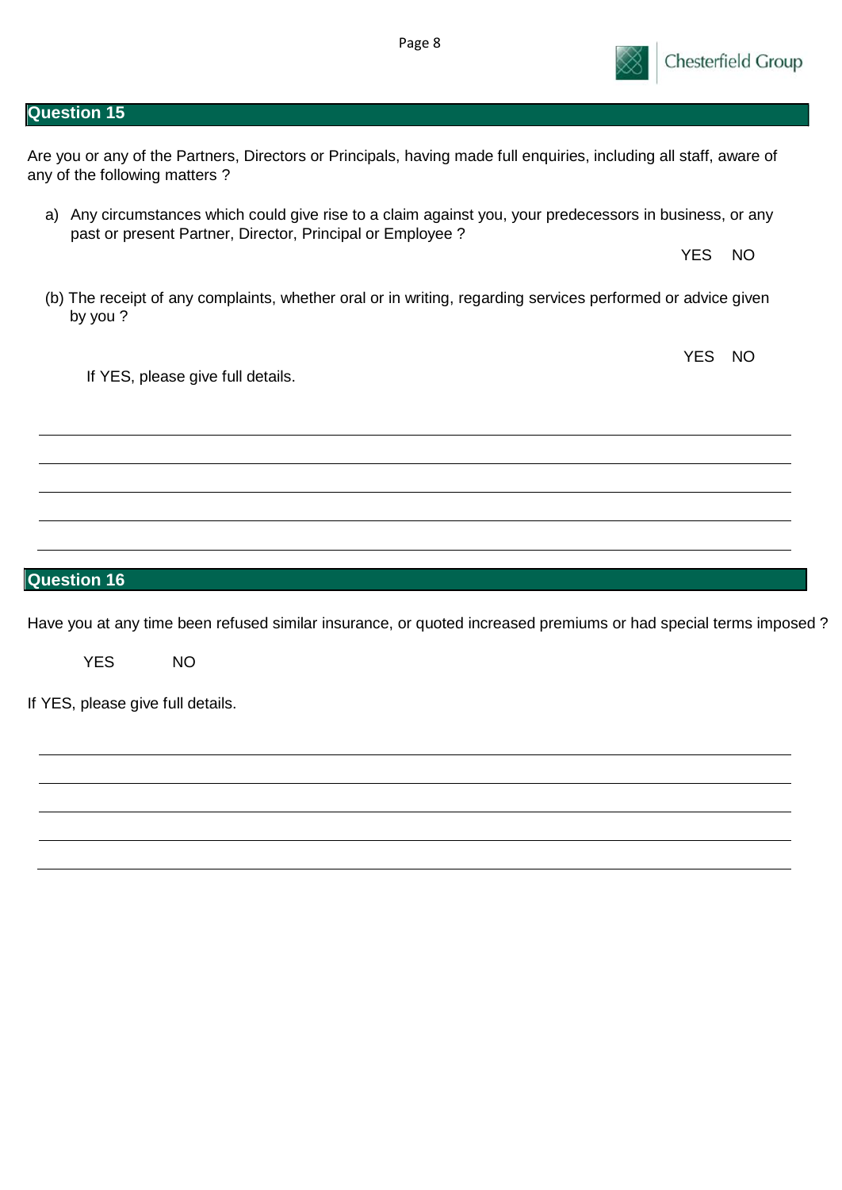## Question 15

Are you or any of the Partners, Directors or Principals, having made full enquiries, including all staff, aware of any of the following matters ?

a) Any circumstances which could give rise to a claim against you, your predecessors in business, or any past or present Partner, Director, Principal or Employee ?

YES NO

(b) The receipt of any complaints, whether oral or in writing, regarding services performed or advice given by you ?

YES NO

If YES, please give full details.

_______________________________________________

_______________________________________________

_______________________________________________

_______________________________________________

_______________________________________________

## Question 16

Have you at any time been refused similar insurance, or quoted increased premiums or had special terms imposed ?

YES NO

If YES, please give full details.

_______________________________________________

_______________________________________________

_______________________________________________

_______________________________________________

_______________________________________________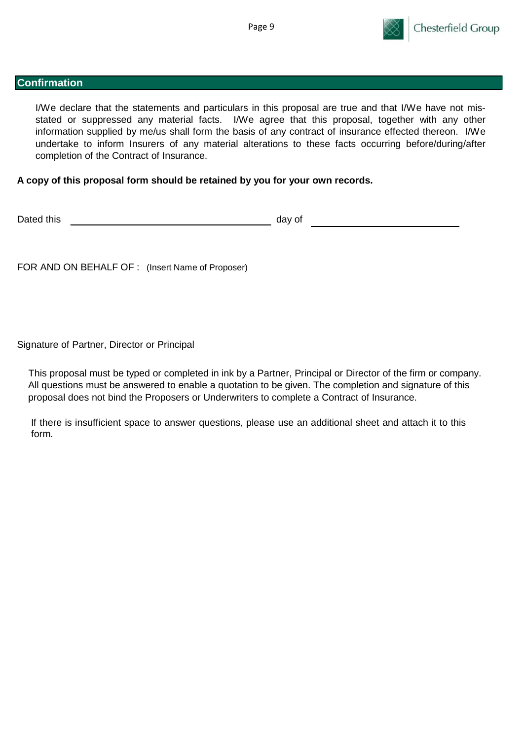## Confirmation

I/We declare that the statements and particulars in this proposal are true and that I/We have not mis-stated or suppressed any material facts. I/We agree that this proposal, together with any other information supplied by me/us shall form the basis of any contract of insurance effected thereon. I/We undertake to inform Insurers of any material alterations to these facts occurring before/during/after completion of the Contract of Insurance.

**A copy of this proposal form should be retained by you for your own records.**

Dated this ______________________________ day of ______________________

FOR AND ON BEHALF OF : (Insert Name of Proposer)

Signature of Partner, Director or Principal

This proposal must be typed or completed in ink by a Partner, Principal or Director of the firm or company. All questions must be answered to enable a quotation to be given. The completion and signature of this proposal does not bind the Proposers or Underwriters to complete a Contract of Insurance.

If there is insufficient space to answer questions, please use an additional sheet and attach it to this form.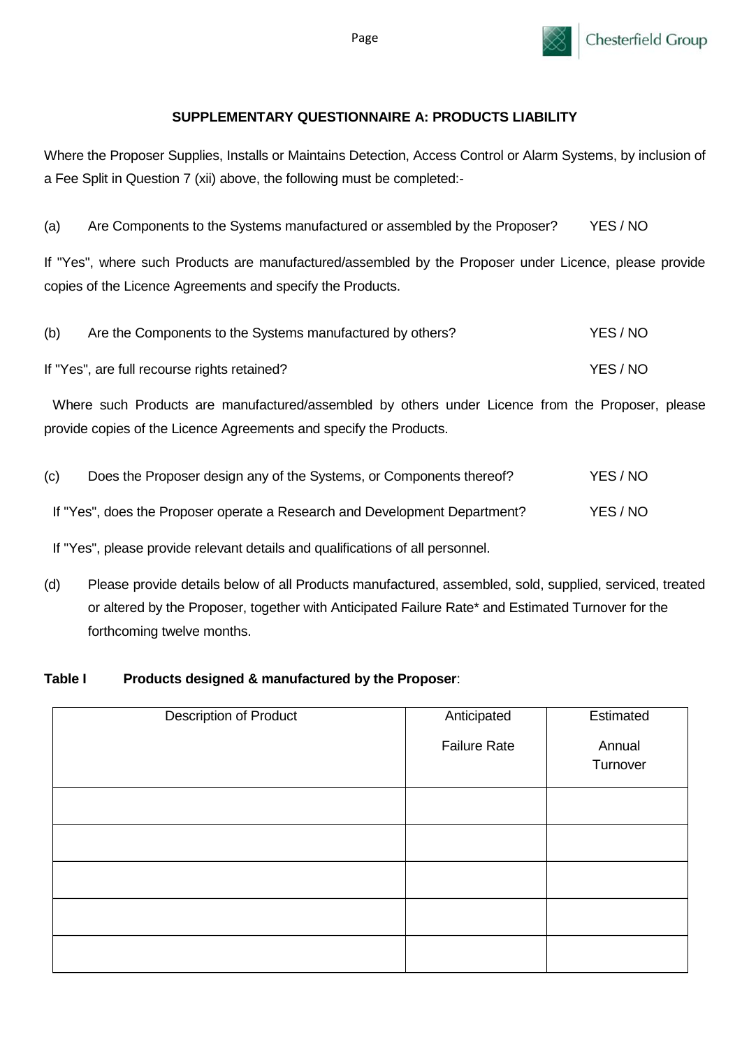## SUPPLEMENTARY QUESTIONNAIRE A: PRODUCTS LIABILITY

Where the Proposer Supplies, Installs or Maintains Detection, Access Control or Alarm Systems, by inclusion of a Fee Split in Question 7 (xii) above, the following must be completed:-

(a) Are Components to the Systems manufactured or assembled by the Proposer? YES / NO

If "Yes", where such Products are manufactured/assembled by the Proposer under Licence, please provide copies of the Licence Agreements and specify the Products.

(b) Are the Components to the Systems manufactured by others? YES / NO

If "Yes", are full recourse rights retained? YES / NO

Where such Products are manufactured/assembled by others under Licence from the Proposer, please provide copies of the Licence Agreements and specify the Products.

(c) Does the Proposer design any of the Systems, or Components thereof? YES / NO

If "Yes", does the Proposer operate a Research and Development Department? YES / NO

If "Yes", please provide relevant details and qualifications of all personnel.

(d) Please provide details below of all Products manufactured, assembled, sold, supplied, serviced, treated or altered by the Proposer, together with Anticipated Failure Rate* and Estimated Turnover for the forthcoming twelve months.

**Table I Products designed & manufactured by the Proposer**:

| Description of Product | Anticipated Failure Rate | Estimated Annual Turnover |
|---|---|---|
| | | |
| | | |
| | | |
| | | |
| | | |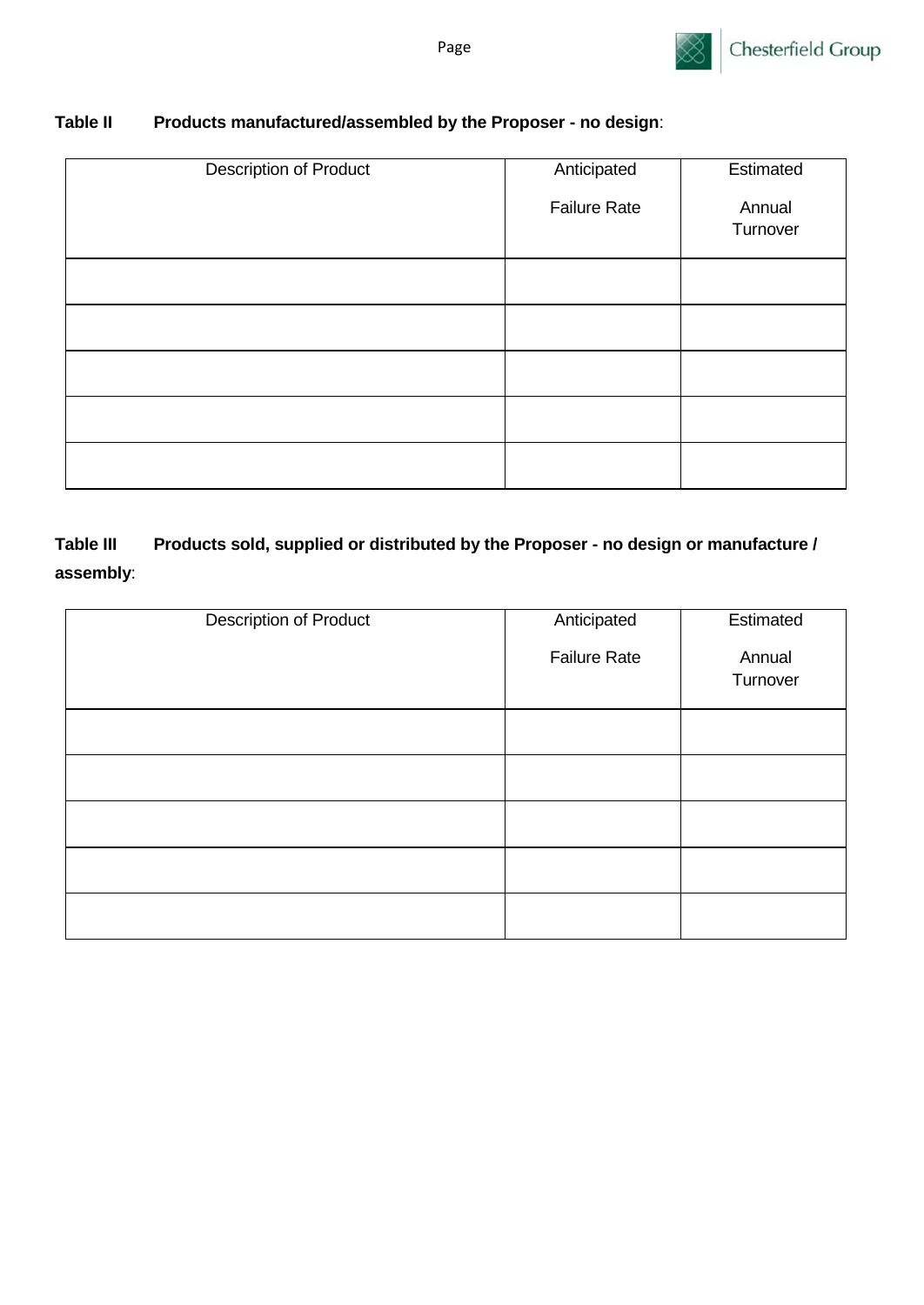**Table II Products manufactured/assembled by the Proposer - no design**:

| Description of Product | Anticipated Failure Rate | Estimated Annual Turnover |
|---|---|---|
| | | |
| | | |
| | | |
| | | |
| | | |

**Table III Products sold, supplied or distributed by the Proposer - no design or manufacture / assembly**:

| Description of Product | Anticipated Failure Rate | Estimated Annual Turnover |
|---|---|---|
| | | |
| | | |
| | | |
| | | |
| | | |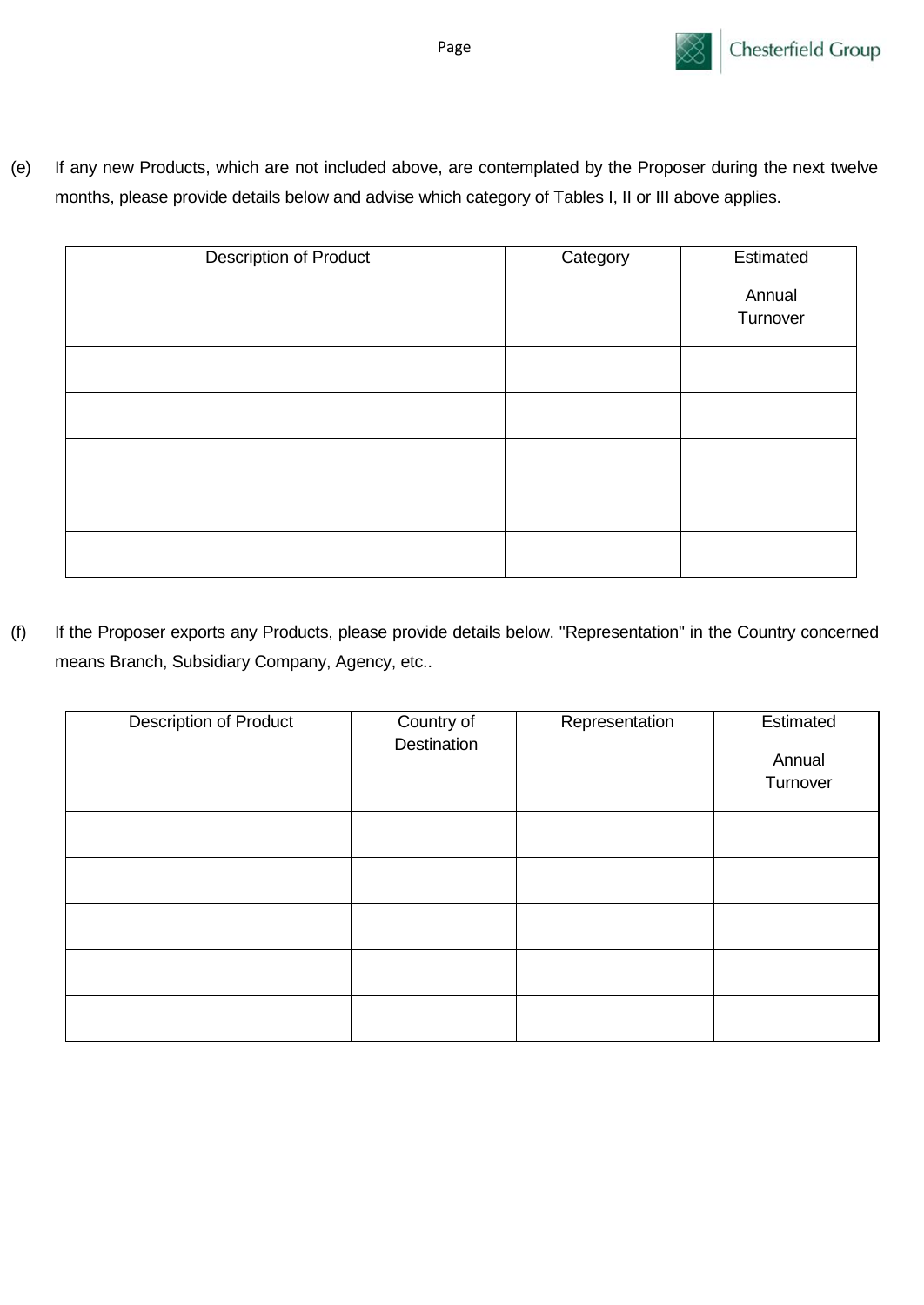(e) If any new Products, which are not included above, are contemplated by the Proposer during the next twelve months, please provide details below and advise which category of Tables I, II or III above applies.

| Description of Product | Category | Estimated Annual Turnover |
|---|---|---|
| | | |
| | | |
| | | |
| | | |
| | | |

(f) If the Proposer exports any Products, please provide details below. "Representation" in the Country concerned means Branch, Subsidiary Company, Agency, etc..

| Description of Product | Country of Destination | Representation | Estimated Annual Turnover |
|---|---|---|---|
| | | | |
| | | | |
| | | | |
| | | | |
| | | | |